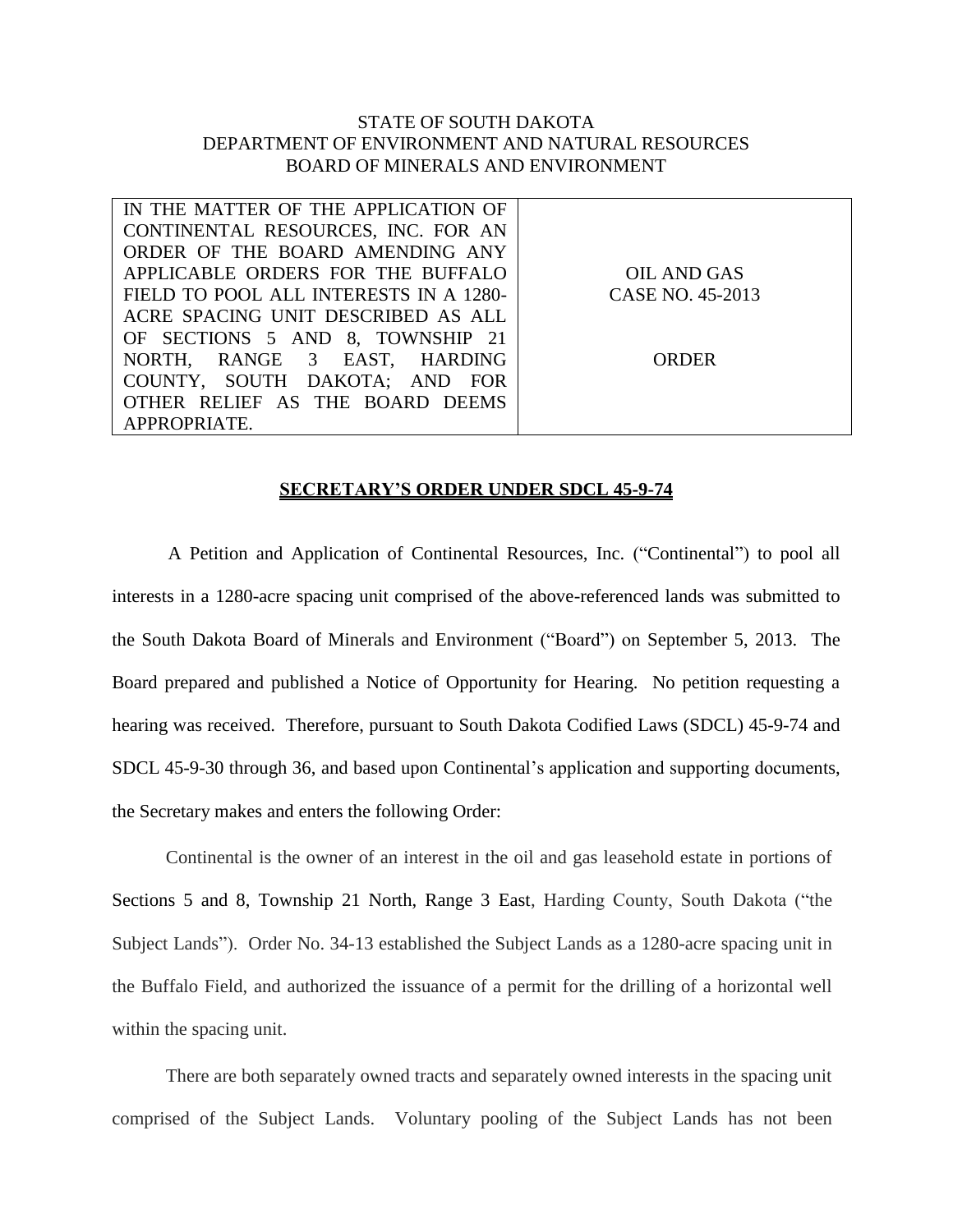STATE OF SOUTH DAKOTA
DEPARTMENT OF ENVIRONMENT AND NATURAL RESOURCES
BOARD OF MINERALS AND ENVIRONMENT

| IN THE MATTER OF THE APPLICATION OF CONTINENTAL RESOURCES, INC. FOR AN ORDER OF THE BOARD AMENDING ANY APPLICABLE ORDERS FOR THE BUFFALO FIELD TO POOL ALL INTERESTS IN A 1280-ACRE SPACING UNIT DESCRIBED AS ALL OF SECTIONS 5 AND 8, TOWNSHIP 21 NORTH, RANGE 3 EAST, HARDING COUNTY, SOUTH DAKOTA; AND FOR OTHER RELIEF AS THE BOARD DEEMS APPROPRIATE. | OIL AND GAS<br>CASE NO. 45-2013<br><br>ORDER |
|---|---|

## SECRETARY'S ORDER UNDER SDCL 45-9-74

A Petition and Application of Continental Resources, Inc. ("Continental") to pool all interests in a 1280-acre spacing unit comprised of the above-referenced lands was submitted to the South Dakota Board of Minerals and Environment ("Board") on September 5, 2013. The Board prepared and published a Notice of Opportunity for Hearing. No petition requesting a hearing was received. Therefore, pursuant to South Dakota Codified Laws (SDCL) 45-9-74 and SDCL 45-9-30 through 36, and based upon Continental's application and supporting documents, the Secretary makes and enters the following Order:

Continental is the owner of an interest in the oil and gas leasehold estate in portions of Sections 5 and 8, Township 21 North, Range 3 East, Harding County, South Dakota ("the Subject Lands"). Order No. 34-13 established the Subject Lands as a 1280-acre spacing unit in the Buffalo Field, and authorized the issuance of a permit for the drilling of a horizontal well within the spacing unit.

There are both separately owned tracts and separately owned interests in the spacing unit comprised of the Subject Lands. Voluntary pooling of the Subject Lands has not been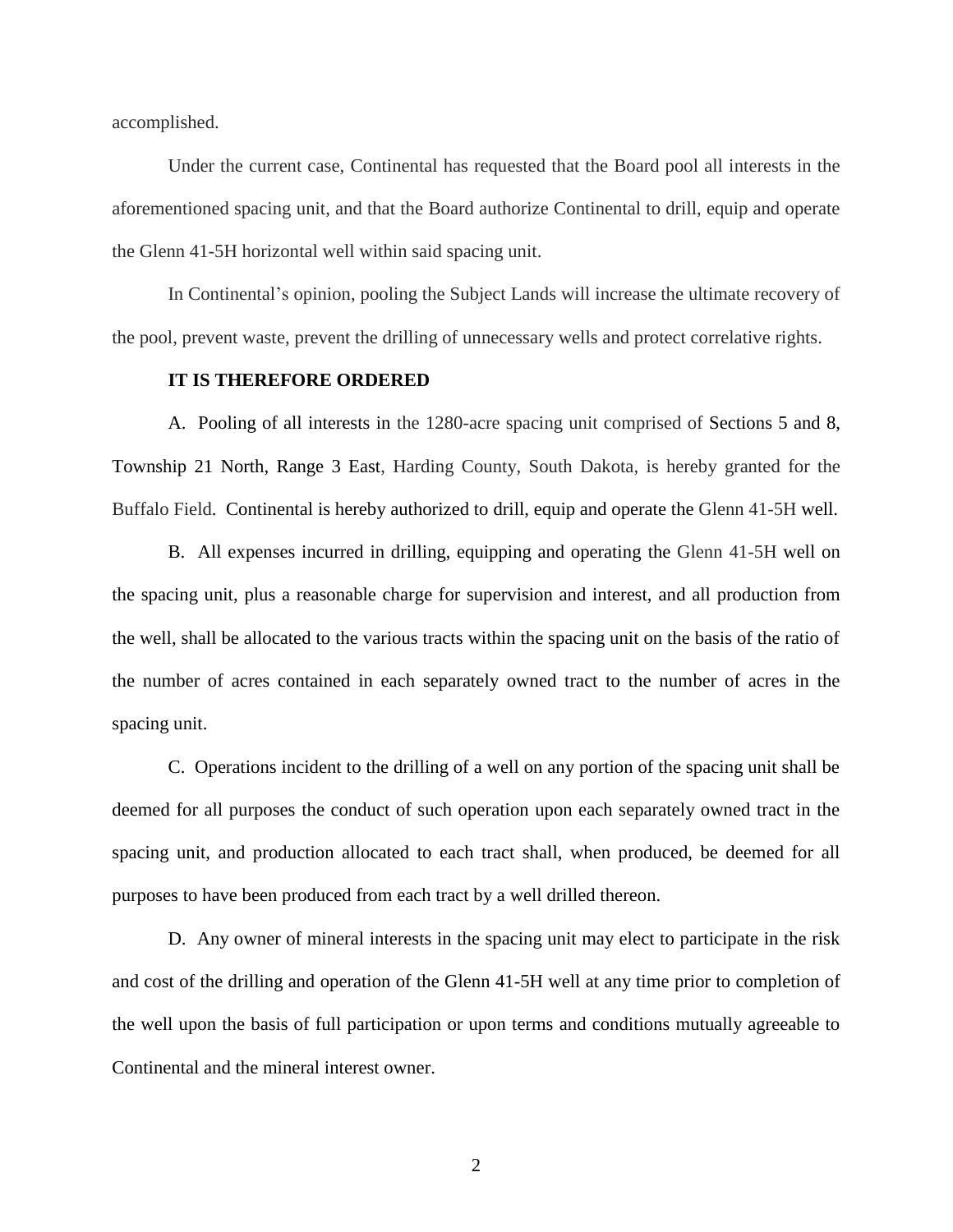accomplished.

Under the current case, Continental has requested that the Board pool all interests in the aforementioned spacing unit, and that the Board authorize Continental to drill, equip and operate the Glenn 41-5H horizontal well within said spacing unit.

In Continental's opinion, pooling the Subject Lands will increase the ultimate recovery of the pool, prevent waste, prevent the drilling of unnecessary wells and protect correlative rights.

**IT IS THEREFORE ORDERED**

A. Pooling of all interests in the 1280-acre spacing unit comprised of Sections 5 and 8, Township 21 North, Range 3 East, Harding County, South Dakota, is hereby granted for the Buffalo Field. Continental is hereby authorized to drill, equip and operate the Glenn 41-5H well.

B. All expenses incurred in drilling, equipping and operating the Glenn 41-5H well on the spacing unit, plus a reasonable charge for supervision and interest, and all production from the well, shall be allocated to the various tracts within the spacing unit on the basis of the ratio of the number of acres contained in each separately owned tract to the number of acres in the spacing unit.

C. Operations incident to the drilling of a well on any portion of the spacing unit shall be deemed for all purposes the conduct of such operation upon each separately owned tract in the spacing unit, and production allocated to each tract shall, when produced, be deemed for all purposes to have been produced from each tract by a well drilled thereon.

D. Any owner of mineral interests in the spacing unit may elect to participate in the risk and cost of the drilling and operation of the Glenn 41-5H well at any time prior to completion of the well upon the basis of full participation or upon terms and conditions mutually agreeable to Continental and the mineral interest owner.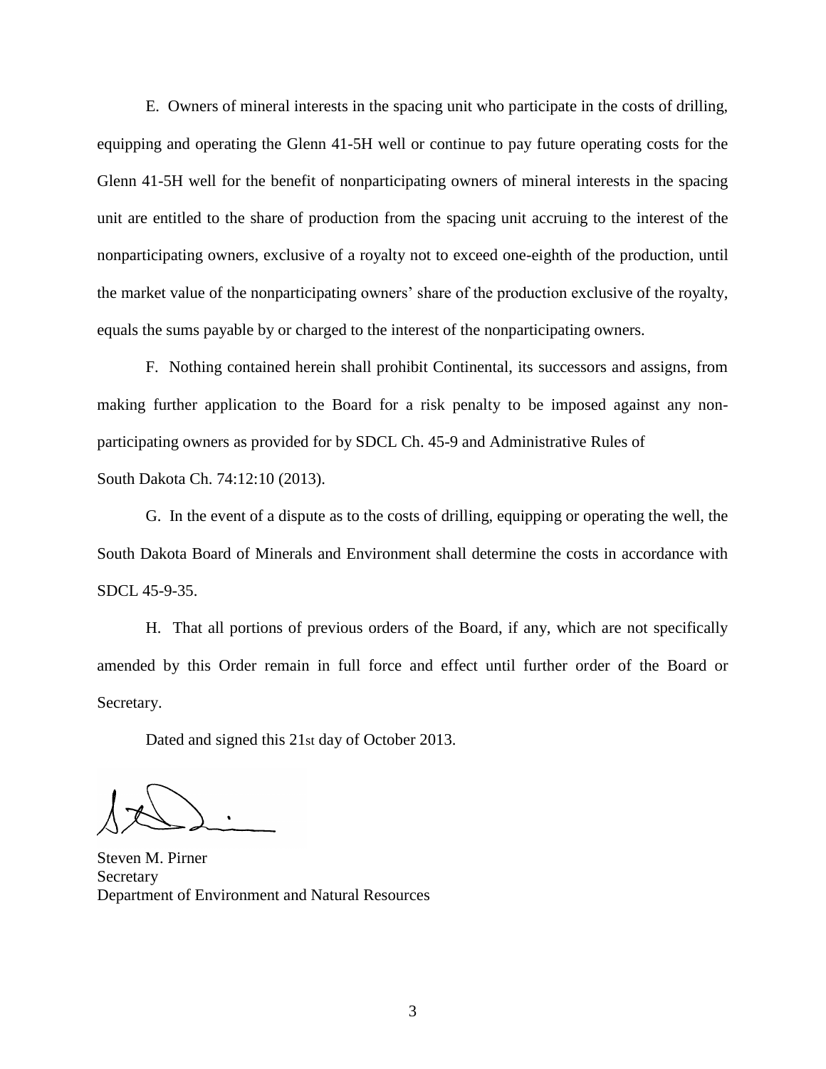E. Owners of mineral interests in the spacing unit who participate in the costs of drilling, equipping and operating the Glenn 41-5H well or continue to pay future operating costs for the Glenn 41-5H well for the benefit of nonparticipating owners of mineral interests in the spacing unit are entitled to the share of production from the spacing unit accruing to the interest of the nonparticipating owners, exclusive of a royalty not to exceed one-eighth of the production, until the market value of the nonparticipating owners' share of the production exclusive of the royalty, equals the sums payable by or charged to the interest of the nonparticipating owners.

F. Nothing contained herein shall prohibit Continental, its successors and assigns, from making further application to the Board for a risk penalty to be imposed against any non-participating owners as provided for by SDCL Ch. 45-9 and Administrative Rules of South Dakota Ch. 74:12:10 (2013).

G. In the event of a dispute as to the costs of drilling, equipping or operating the well, the South Dakota Board of Minerals and Environment shall determine the costs in accordance with SDCL 45-9-35.

H. That all portions of previous orders of the Board, if any, which are not specifically amended by this Order remain in full force and effect until further order of the Board or Secretary.

Dated and signed this 21st day of October 2013.

Steven M. Pirner
Secretary
Department of Environment and Natural Resources